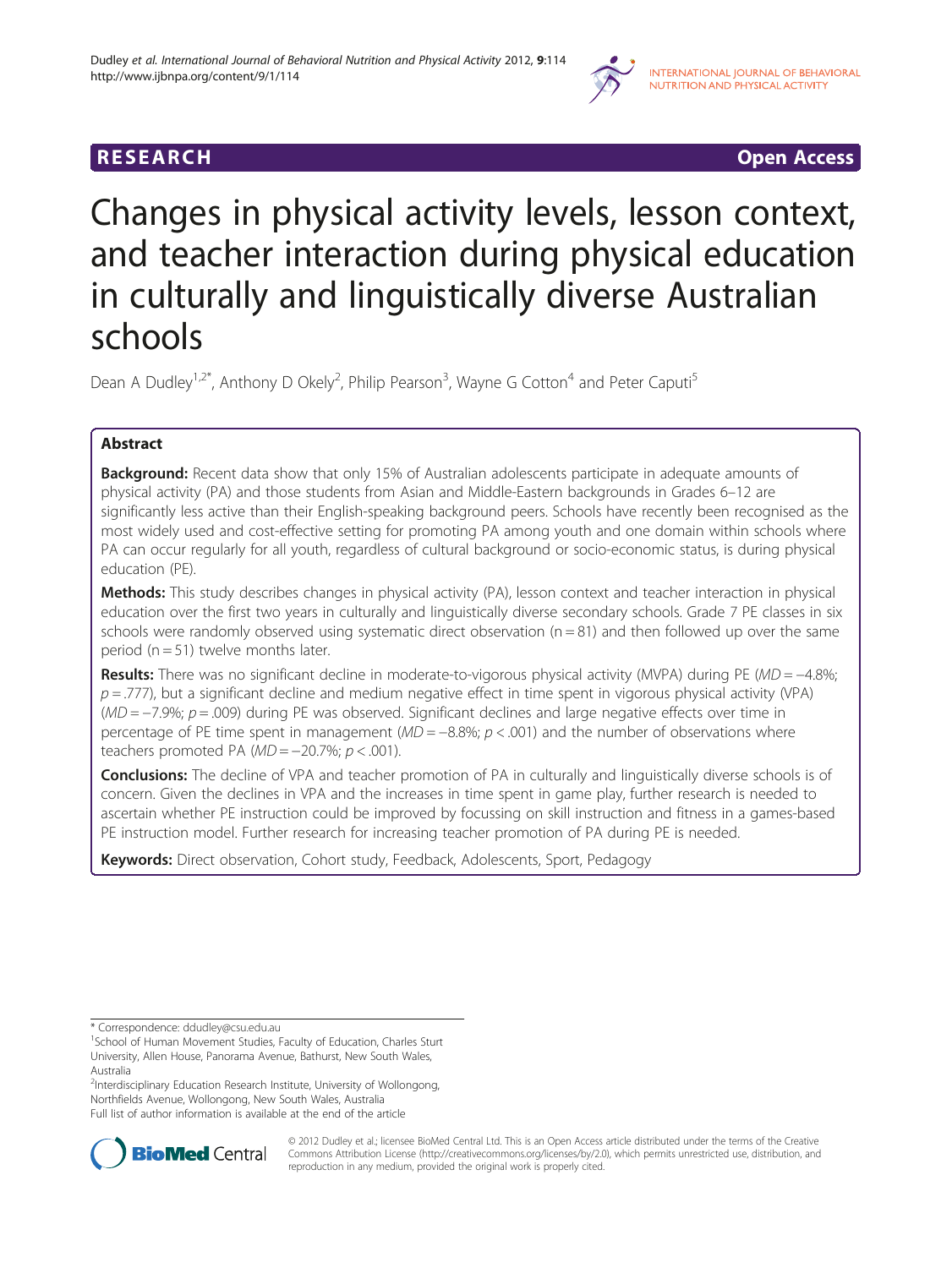RESEARCH Open Access

# Changes in physical activity levels, lesson context, and teacher interaction during physical education in culturally and linguistically diverse Australian schools

Dean A Dudley[1,2*], Anthony D Okely[2], Philip Pearson[3], Wayne G Cotton[4] and Peter Caputi[5]

## Abstract

**Background:** Recent data show that only 15% of Australian adolescents participate in adequate amounts of physical activity (PA) and those students from Asian and Middle-Eastern backgrounds in Grades 6–12 are significantly less active than their English-speaking background peers. Schools have recently been recognised as the most widely used and cost-effective setting for promoting PA among youth and one domain within schools where PA can occur regularly for all youth, regardless of cultural background or socio-economic status, is during physical education (PE).

**Methods:** This study describes changes in physical activity (PA), lesson context and teacher interaction in physical education over the first two years in culturally and linguistically diverse secondary schools. Grade 7 PE classes in six schools were randomly observed using systematic direct observation ($n = 81$) and then followed up over the same period ($n = 51$) twelve months later.

**Results:** There was no significant decline in moderate-to-vigorous physical activity (MVPA) during PE ($MD = -4.8\%$; $p = .777$), but a significant decline and medium negative effect in time spent in vigorous physical activity (VPA) ($MD = -7.9\%$; $p = .009$) during PE was observed. Significant declines and large negative effects over time in percentage of PE time spent in management ($MD = -8.8\%$; $p < .001$) and the number of observations where teachers promoted PA ($MD = -20.7\%$; $p < .001$).

**Conclusions:** The decline of VPA and teacher promotion of PA in culturally and linguistically diverse schools is of concern. Given the declines in VPA and the increases in time spent in game play, further research is needed to ascertain whether PE instruction could be improved by focussing on skill instruction and fitness in a games-based PE instruction model. Further research for increasing teacher promotion of PA during PE is needed.

**Keywords:** Direct observation, Cohort study, Feedback, Adolescents, Sport, Pedagogy

\* Correspondence: ddudley@csu.edu.au
[1]School of Human Movement Studies, Faculty of Education, Charles Sturt University, Allen House, Panorama Avenue, Bathurst, New South Wales, Australia
[2]Interdisciplinary Education Research Institute, University of Wollongong, Northfields Avenue, Wollongong, New South Wales, Australia
Full list of author information is available at the end of the article

© 2012 Dudley et al.; licensee BioMed Central Ltd. This is an Open Access article distributed under the terms of the Creative Commons Attribution License (http://creativecommons.org/licenses/by/2.0), which permits unrestricted use, distribution, and reproduction in any medium, provided the original work is properly cited.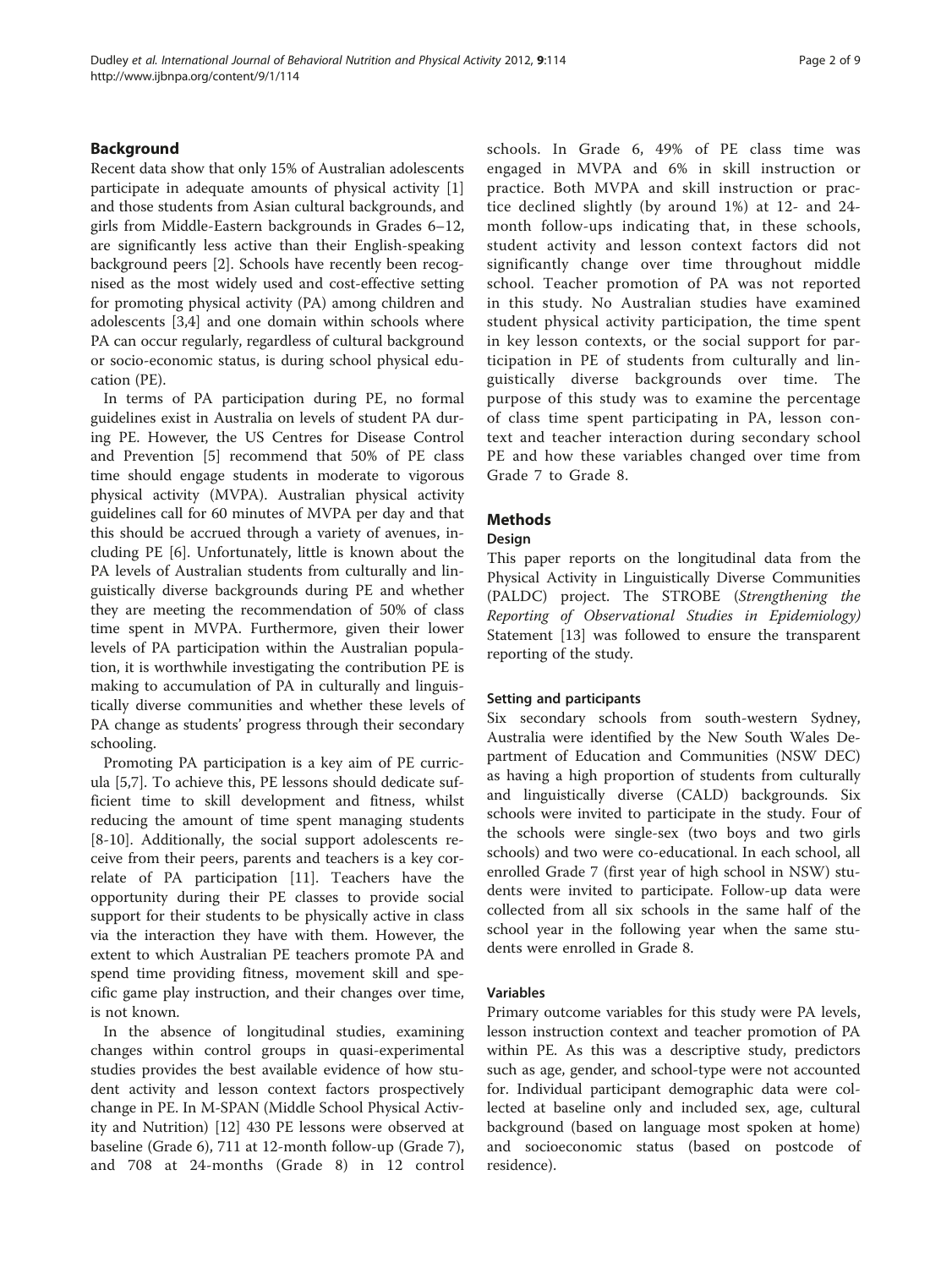## Background

Recent data show that only 15% of Australian adolescents participate in adequate amounts of physical activity [1] and those students from Asian cultural backgrounds, and girls from Middle-Eastern backgrounds in Grades 6–12, are significantly less active than their English-speaking background peers [2]. Schools have recently been recognised as the most widely used and cost-effective setting for promoting physical activity (PA) among children and adolescents [3,4] and one domain within schools where PA can occur regularly, regardless of cultural background or socio-economic status, is during school physical education (PE).

In terms of PA participation during PE, no formal guidelines exist in Australia on levels of student PA during PE. However, the US Centres for Disease Control and Prevention [5] recommend that 50% of PE class time should engage students in moderate to vigorous physical activity (MVPA). Australian physical activity guidelines call for 60 minutes of MVPA per day and that this should be accrued through a variety of avenues, including PE [6]. Unfortunately, little is known about the PA levels of Australian students from culturally and linguistically diverse backgrounds during PE and whether they are meeting the recommendation of 50% of class time spent in MVPA. Furthermore, given their lower levels of PA participation within the Australian population, it is worthwhile investigating the contribution PE is making to accumulation of PA in culturally and linguistically diverse communities and whether these levels of PA change as students' progress through their secondary schooling.

Promoting PA participation is a key aim of PE curricula [5,7]. To achieve this, PE lessons should dedicate sufficient time to skill development and fitness, whilst reducing the amount of time spent managing students [8-10]. Additionally, the social support adolescents receive from their peers, parents and teachers is a key correlate of PA participation [11]. Teachers have the opportunity during their PE classes to provide social support for their students to be physically active in class via the interaction they have with them. However, the extent to which Australian PE teachers promote PA and spend time providing fitness, movement skill and specific game play instruction, and their changes over time, is not known.

In the absence of longitudinal studies, examining changes within control groups in quasi-experimental studies provides the best available evidence of how student activity and lesson context factors prospectively change in PE. In M-SPAN (Middle School Physical Activity and Nutrition) [12] 430 PE lessons were observed at baseline (Grade 6), 711 at 12-month follow-up (Grade 7), and 708 at 24-months (Grade 8) in 12 control schools. In Grade 6, 49% of PE class time was engaged in MVPA and 6% in skill instruction or practice. Both MVPA and skill instruction or practice declined slightly (by around 1%) at 12- and 24-month follow-ups indicating that, in these schools, student activity and lesson context factors did not significantly change over time throughout middle school. Teacher promotion of PA was not reported in this study. No Australian studies have examined student physical activity participation, the time spent in key lesson contexts, or the social support for participation in PE of students from culturally and linguistically diverse backgrounds over time. The purpose of this study was to examine the percentage of class time spent participating in PA, lesson context and teacher interaction during secondary school PE and how these variables changed over time from Grade 7 to Grade 8.

## Methods

### Design

This paper reports on the longitudinal data from the Physical Activity in Linguistically Diverse Communities (PALDC) project. The STROBE (*Strengthening the Reporting of Observational Studies in Epidemiology)* Statement [13] was followed to ensure the transparent reporting of the study.

#### Setting and participants

Six secondary schools from south-western Sydney, Australia were identified by the New South Wales Department of Education and Communities (NSW DEC) as having a high proportion of students from culturally and linguistically diverse (CALD) backgrounds. Six schools were invited to participate in the study. Four of the schools were single-sex (two boys and two girls schools) and two were co-educational. In each school, all enrolled Grade 7 (first year of high school in NSW) students were invited to participate. Follow-up data were collected from all six schools in the same half of the school year in the following year when the same students were enrolled in Grade 8.

#### Variables

Primary outcome variables for this study were PA levels, lesson instruction context and teacher promotion of PA within PE. As this was a descriptive study, predictors such as age, gender, and school-type were not accounted for. Individual participant demographic data were collected at baseline only and included sex, age, cultural background (based on language most spoken at home) and socioeconomic status (based on postcode of residence).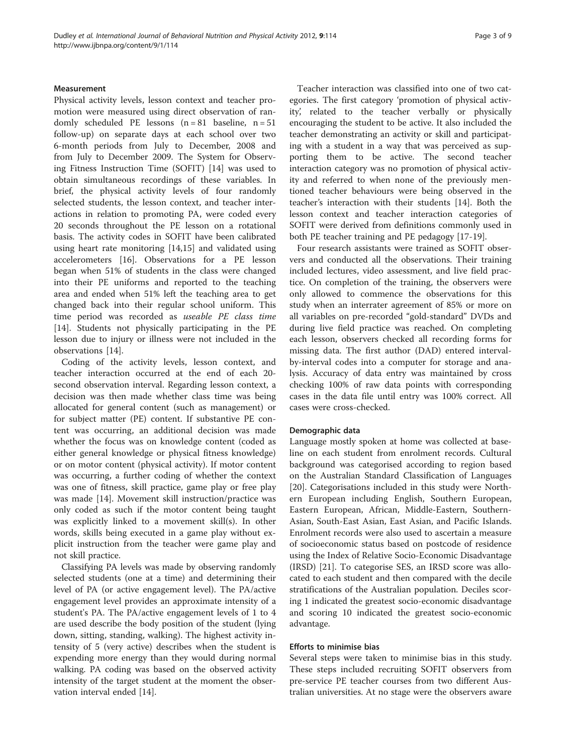### Measurement

Physical activity levels, lesson context and teacher promotion were measured using direct observation of randomly scheduled PE lessons (n = 81 baseline, n = 51 follow-up) on separate days at each school over two 6-month periods from July to December, 2008 and from July to December 2009. The System for Observing Fitness Instruction Time (SOFIT) [14] was used to obtain simultaneous recordings of these variables. In brief, the physical activity levels of four randomly selected students, the lesson context, and teacher interactions in relation to promoting PA, were coded every 20 seconds throughout the PE lesson on a rotational basis. The activity codes in SOFIT have been calibrated using heart rate monitoring [14,15] and validated using accelerometers [16]. Observations for a PE lesson began when 51% of students in the class were changed into their PE uniforms and reported to the teaching area and ended when 51% left the teaching area to get changed back into their regular school uniform. This time period was recorded as *useable PE class time* [14]. Students not physically participating in the PE lesson due to injury or illness were not included in the observations [14].

Coding of the activity levels, lesson context, and teacher interaction occurred at the end of each 20-second observation interval. Regarding lesson context, a decision was then made whether class time was being allocated for general content (such as management) or for subject matter (PE) content. If substantive PE content was occurring, an additional decision was made whether the focus was on knowledge content (coded as either general knowledge or physical fitness knowledge) or on motor content (physical activity). If motor content was occurring, a further coding of whether the context was one of fitness, skill practice, game play or free play was made [14]. Movement skill instruction/practice was only coded as such if the motor content being taught was explicitly linked to a movement skill(s). In other words, skills being executed in a game play without explicit instruction from the teacher were game play and not skill practice.

Classifying PA levels was made by observing randomly selected students (one at a time) and determining their level of PA (or active engagement level). The PA/active engagement level provides an approximate intensity of a student's PA. The PA/active engagement levels of 1 to 4 are used describe the body position of the student (lying down, sitting, standing, walking). The highest activity intensity of 5 (very active) describes when the student is expending more energy than they would during normal walking. PA coding was based on the observed activity intensity of the target student at the moment the observation interval ended [14].

Teacher interaction was classified into one of two categories. The first category 'promotion of physical activity', related to the teacher verbally or physically encouraging the student to be active. It also included the teacher demonstrating an activity or skill and participating with a student in a way that was perceived as supporting them to be active. The second teacher interaction category was no promotion of physical activity and referred to when none of the previously mentioned teacher behaviours were being observed in the teacher's interaction with their students [14]. Both the lesson context and teacher interaction categories of SOFIT were derived from definitions commonly used in both PE teacher training and PE pedagogy [17-19].

Four research assistants were trained as SOFIT observers and conducted all the observations. Their training included lectures, video assessment, and live field practice. On completion of the training, the observers were only allowed to commence the observations for this study when an interrater agreement of 85% or more on all variables on pre-recorded "gold-standard" DVDs and during live field practice was reached. On completing each lesson, observers checked all recording forms for missing data. The first author (DAD) entered interval-by-interval codes into a computer for storage and analysis. Accuracy of data entry was maintained by cross checking 100% of raw data points with corresponding cases in the data file until entry was 100% correct. All cases were cross-checked.

### Demographic data

Language mostly spoken at home was collected at baseline on each student from enrolment records. Cultural background was categorised according to region based on the Australian Standard Classification of Languages [20]. Categorisations included in this study were Northern European including English, Southern European, Eastern European, African, Middle-Eastern, Southern-Asian, South-East Asian, East Asian, and Pacific Islands. Enrolment records were also used to ascertain a measure of socioeconomic status based on postcode of residence using the Index of Relative Socio-Economic Disadvantage (IRSD) [21]. To categorise SES, an IRSD score was allocated to each student and then compared with the decile stratifications of the Australian population. Deciles scoring 1 indicated the greatest socio-economic disadvantage and scoring 10 indicated the greatest socio-economic advantage.

### Efforts to minimise bias

Several steps were taken to minimise bias in this study. These steps included recruiting SOFIT observers from pre-service PE teacher courses from two different Australian universities. At no stage were the observers aware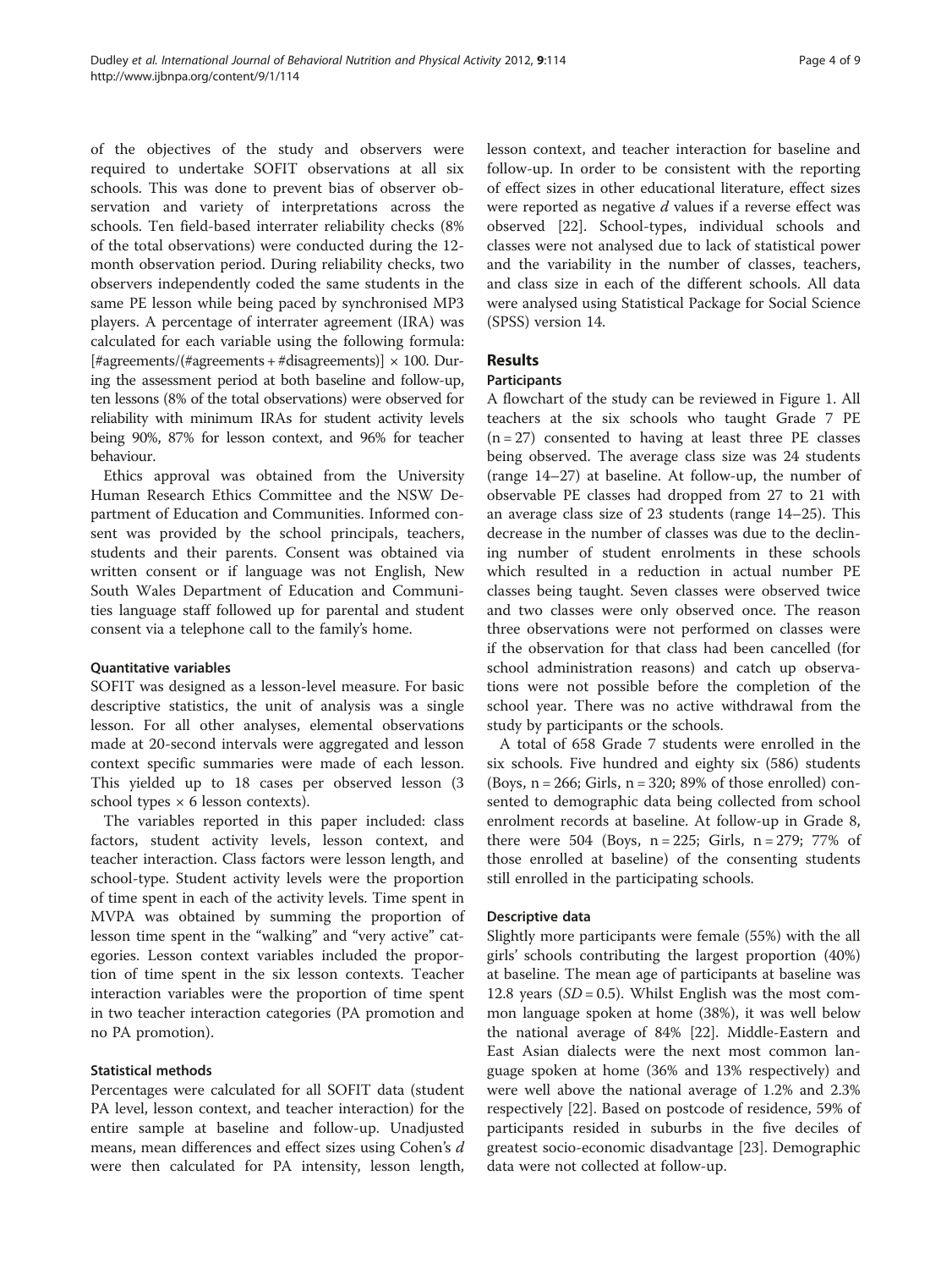of the objectives of the study and observers were required to undertake SOFIT observations at all six schools. This was done to prevent bias of observer observation and variety of interpretations across the schools. Ten field-based interrater reliability checks (8% of the total observations) were conducted during the 12-month observation period. During reliability checks, two observers independently coded the same students in the same PE lesson while being paced by synchronised MP3 players. A percentage of interrater agreement (IRA) was calculated for each variable using the following formula: [#agreements/(#agreements + #disagreements)] × 100. During the assessment period at both baseline and follow-up, ten lessons (8% of the total observations) were observed for reliability with minimum IRAs for student activity levels being 90%, 87% for lesson context, and 96% for teacher behaviour.

Ethics approval was obtained from the University Human Research Ethics Committee and the NSW Department of Education and Communities. Informed consent was provided by the school principals, teachers, students and their parents. Consent was obtained via written consent or if language was not English, New South Wales Department of Education and Communities language staff followed up for parental and student consent via a telephone call to the family's home.

### Quantitative variables

SOFIT was designed as a lesson-level measure. For basic descriptive statistics, the unit of analysis was a single lesson. For all other analyses, elemental observations made at 20-second intervals were aggregated and lesson context specific summaries were made of each lesson. This yielded up to 18 cases per observed lesson (3 school types × 6 lesson contexts).

The variables reported in this paper included: class factors, student activity levels, lesson context, and teacher interaction. Class factors were lesson length, and school-type. Student activity levels were the proportion of time spent in each of the activity levels. Time spent in MVPA was obtained by summing the proportion of lesson time spent in the "walking" and "very active" categories. Lesson context variables included the proportion of time spent in the six lesson contexts. Teacher interaction variables were the proportion of time spent in two teacher interaction categories (PA promotion and no PA promotion).

### Statistical methods

Percentages were calculated for all SOFIT data (student PA level, lesson context, and teacher interaction) for the entire sample at baseline and follow-up. Unadjusted means, mean differences and effect sizes using Cohen's $d$ were then calculated for PA intensity, lesson length, lesson context, and teacher interaction for baseline and follow-up. In order to be consistent with the reporting of effect sizes in other educational literature, effect sizes were reported as negative $d$ values if a reverse effect was observed [22]. School-types, individual schools and classes were not analysed due to lack of statistical power and the variability in the number of classes, teachers, and class size in each of the different schools. All data were analysed using Statistical Package for Social Science (SPSS) version 14.

## Results

### Participants

A flowchart of the study can be reviewed in Figure 1. All teachers at the six schools who taught Grade 7 PE ($n = 27$) consented to having at least three PE classes being observed. The average class size was 24 students (range 14–27) at baseline. At follow-up, the number of observable PE classes had dropped from 27 to 21 with an average class size of 23 students (range 14–25). This decrease in the number of classes was due to the declining number of student enrolments in these schools which resulted in a reduction in actual number PE classes being taught. Seven classes were observed twice and two classes were only observed once. The reason three observations were not performed on classes were if the observation for that class had been cancelled (for school administration reasons) and catch up observations were not possible before the completion of the school year. There was no active withdrawal from the study by participants or the schools.

A total of 658 Grade 7 students were enrolled in the six schools. Five hundred and eighty six (586) students (Boys, $n = 266$; Girls, $n = 320$; 89% of those enrolled) consented to demographic data being collected from school enrolment records at baseline. At follow-up in Grade 8, there were 504 (Boys, $n = 225$; Girls, $n = 279$; 77% of those enrolled at baseline) of the consenting students still enrolled in the participating schools.

### Descriptive data

Slightly more participants were female (55%) with the all girls' schools contributing the largest proportion (40%) at baseline. The mean age of participants at baseline was 12.8 years ($SD = 0.5$). Whilst English was the most common language spoken at home (38%), it was well below the national average of 84% [22]. Middle-Eastern and East Asian dialects were the next most common language spoken at home (36% and 13% respectively) and were well above the national average of 1.2% and 2.3% respectively [22]. Based on postcode of residence, 59% of participants resided in suburbs in the five deciles of greatest socio-economic disadvantage [23]. Demographic data were not collected at follow-up.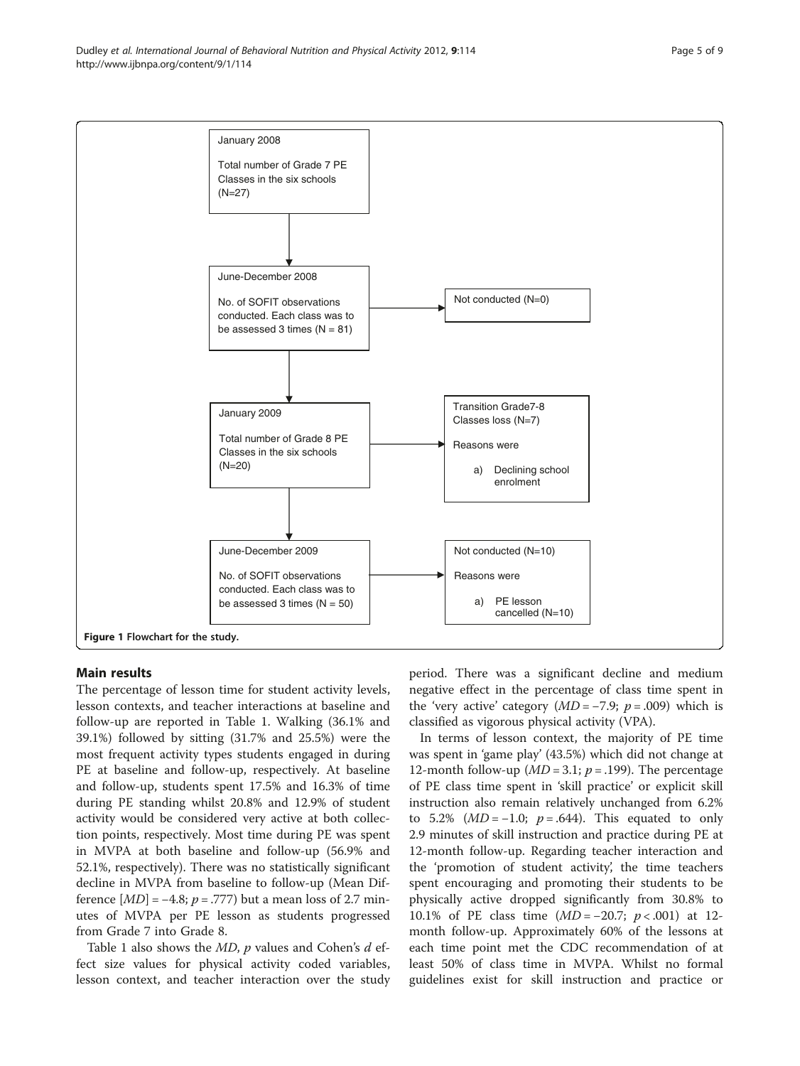January 2008

Total number of Grade 7 PE Classes in the six schools (N=27)

June-December 2008

No. of SOFIT observations conducted. Each class was to be assessed 3 times (N = 81)

Not conducted (N=0)

January 2009

Total number of Grade 8 PE Classes in the six schools (N=20)

Transition Grade7-8 Classes loss (N=7)

Reasons were

a) Declining school enrolment

June-December 2009

No. of SOFIT observations conducted. Each class was to be assessed 3 times (N = 50)

Not conducted (N=10)

Reasons were

a) PE lesson cancelled (N=10)

**Figure 1** Flowchart for the study.

## Main results

The percentage of lesson time for student activity levels, lesson contexts, and teacher interactions at baseline and follow-up are reported in Table 1. Walking (36.1% and 39.1%) followed by sitting (31.7% and 25.5%) were the most frequent activity types students engaged in during PE at baseline and follow-up, respectively. At baseline and follow-up, students spent 17.5% and 16.3% of time during PE standing whilst 20.8% and 12.9% of student activity would be considered very active at both collection points, respectively. Most time during PE was spent in MVPA at both baseline and follow-up (56.9% and 52.1%, respectively). There was no statistically significant decline in MVPA from baseline to follow-up (Mean Difference [*MD*] = −4.8; $p = .777$) but a mean loss of 2.7 minutes of MVPA per PE lesson as students progressed from Grade 7 into Grade 8.

Table 1 also shows the *MD*, *p* values and Cohen's *d* effect size values for physical activity coded variables, lesson context, and teacher interaction over the study period. There was a significant decline and medium negative effect in the percentage of class time spent in the 'very active' category (*MD* = −7.9; $p = .009$) which is classified as vigorous physical activity (VPA).

In terms of lesson context, the majority of PE time was spent in 'game play' (43.5%) which did not change at 12-month follow-up (*MD* = 3.1; $p = .199$). The percentage of PE class time spent in 'skill practice' or explicit skill instruction also remain relatively unchanged from 6.2% to 5.2% (*MD* = −1.0; $p = .644$). This equated to only 2.9 minutes of skill instruction and practice during PE at 12-month follow-up. Regarding teacher interaction and the 'promotion of student activity', the time teachers spent encouraging and promoting their students to be physically active dropped significantly from 30.8% to 10.1% of PE class time (*MD* = −20.7; $p < .001$) at 12-month follow-up. Approximately 60% of the lessons at each time point met the CDC recommendation of at least 50% of class time in MVPA. Whilst no formal guidelines exist for skill instruction and practice or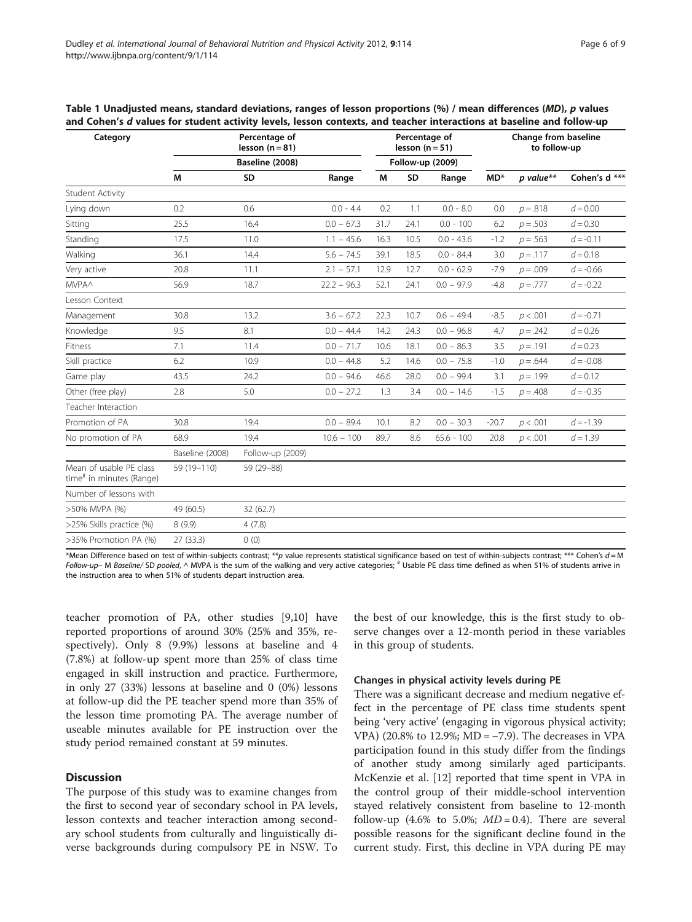**Table 1 Unadjusted means, standard deviations, ranges of lesson proportions (%) / mean differences (*MD*), p values and Cohen's *d* values for student activity levels, lesson contexts, and teacher interactions at baseline and follow-up**

| Category | Percentage of lesson (n = 81) | | | Percentage of lesson (n = 51) | | | Change from baseline to follow-up | | |
|---|---|---|---|---|---|---|---|---|---|
| | Baseline (2008) | | | Follow-up (2009) | | | | | |
| | M | SD | Range | M | SD | Range | MD* | *p value*** | Cohen's d *** |
| Student Activity | | | | | | | | | |
| Lying down | 0.2 | 0.6 | 0.0 - 4.4 | 0.2 | 1.1 | 0.0 - 8.0 | 0.0 | $p = .818$ | $d = 0.00$ |
| Sitting | 25.5 | 16.4 | 0.0 – 67.3 | 31.7 | 24.1 | 0.0 - 100 | 6.2 | $p = .503$ | $d = 0.30$ |
| Standing | 17.5 | 11.0 | 1.1 – 45.6 | 16.3 | 10.5 | 0.0 - 43.6 | -1.2 | $p = .563$ | $d = -0.11$ |
| Walking | 36.1 | 14.4 | 5.6 – 74.5 | 39.1 | 18.5 | 0.0 - 84.4 | 3.0 | $p = .117$ | $d = 0.18$ |
| Very active | 20.8 | 11.1 | 2.1 – 57.1 | 12.9 | 12.7 | 0.0 - 62.9 | -7.9 | $p = .009$ | $d = -0.66$ |
| MVPA^ | 56.9 | 18.7 | 22.2 – 96.3 | 52.1 | 24.1 | 0.0 – 97.9 | -4.8 | $p = .777$ | $d = -0.22$ |
| Lesson Context | | | | | | | | | |
| Management | 30.8 | 13.2 | 3.6 – 67.2 | 22.3 | 10.7 | 0.6 – 49.4 | -8.5 | $p < .001$ | $d = -0.71$ |
| Knowledge | 9.5 | 8.1 | 0.0 – 44.4 | 14.2 | 24.3 | 0.0 – 96.8 | 4.7 | $p = .242$ | $d = 0.26$ |
| Fitness | 7.1 | 11.4 | 0.0 – 71.7 | 10.6 | 18.1 | 0.0 – 86.3 | 3.5 | $p = .191$ | $d = 0.23$ |
| Skill practice | 6.2 | 10.9 | 0.0 – 44.8 | 5.2 | 14.6 | 0.0 – 75.8 | -1.0 | $p = .644$ | $d = -0.08$ |
| Game play | 43.5 | 24.2 | 0.0 – 94.6 | 46.6 | 28.0 | 0.0 – 99.4 | 3.1 | $p = .199$ | $d = 0.12$ |
| Other (free play) | 2.8 | 5.0 | 0.0 – 27.2 | 1.3 | 3.4 | 0.0 – 14.6 | -1.5 | $p = .408$ | $d = -0.35$ |
| Teacher Interaction | | | | | | | | | |
| Promotion of PA | 30.8 | 19.4 | 0.0 – 89.4 | 10.1 | 8.2 | 0.0 – 30.3 | -20.7 | $p < .001$ | $d = -1.39$ |
| No promotion of PA | 68.9 | 19.4 | 10.6 – 100 | 89.7 | 8.6 | 65.6 - 100 | 20.8 | $p < .001$ | $d = 1.39$ |
| | Baseline (2008) | Follow-up (2009) | | | | | | | |
| Mean of usable PE class time[#] in minutes (Range) | 59 (19–110) | 59 (29–88) | | | | | | | |
| Number of lessons with | | | | | | | | | |
| >50% MVPA (%) | 49 (60.5) | 32 (62.7) | | | | | | | |
| >25% Skills practice (%) | 8 (9.9) | 4 (7.8) | | | | | | | |
| >35% Promotion PA (%) | 27 (33.3) | 0 (0) | | | | | | | |

*Mean Difference based on test of within-subjects contrast; ***p* value represents statistical significance based on test of within-subjects contrast; *** Cohen's $d = $ M *Follow-up*– M *Baseline*/ SD *pooled*, ^ MVPA is the sum of the walking and very active categories; [#] Usable PE class time defined as when 51% of students arrive in the instruction area to when 51% of students depart instruction area.

teacher promotion of PA, other studies [9,10] have reported proportions of around 30% (25% and 35%, respectively). Only 8 (9.9%) lessons at baseline and 4 (7.8%) at follow-up spent more than 25% of class time engaged in skill instruction and practice. Furthermore, in only 27 (33%) lessons at baseline and 0 (0%) lessons at follow-up did the PE teacher spend more than 35% of the lesson time promoting PA. The average number of useable minutes available for PE instruction over the study period remained constant at 59 minutes.

## Discussion

The purpose of this study was to examine changes from the first to second year of secondary school in PA levels, lesson contexts and teacher interaction among secondary school students from culturally and linguistically diverse backgrounds during compulsory PE in NSW. To the best of our knowledge, this is the first study to observe changes over a 12-month period in these variables in this group of students.

### Changes in physical activity levels during PE

There was a significant decrease and medium negative effect in the percentage of PE class time students spent being 'very active' (engaging in vigorous physical activity; VPA) (20.8% to 12.9%; MD = −7.9). The decreases in VPA participation found in this study differ from the findings of another study among similarly aged participants. McKenzie et al. [12] reported that time spent in VPA in the control group of their middle-school intervention stayed relatively consistent from baseline to 12-month follow-up (4.6% to 5.0%; $MD = 0.4$). There are several possible reasons for the significant decline found in the current study. First, this decline in VPA during PE may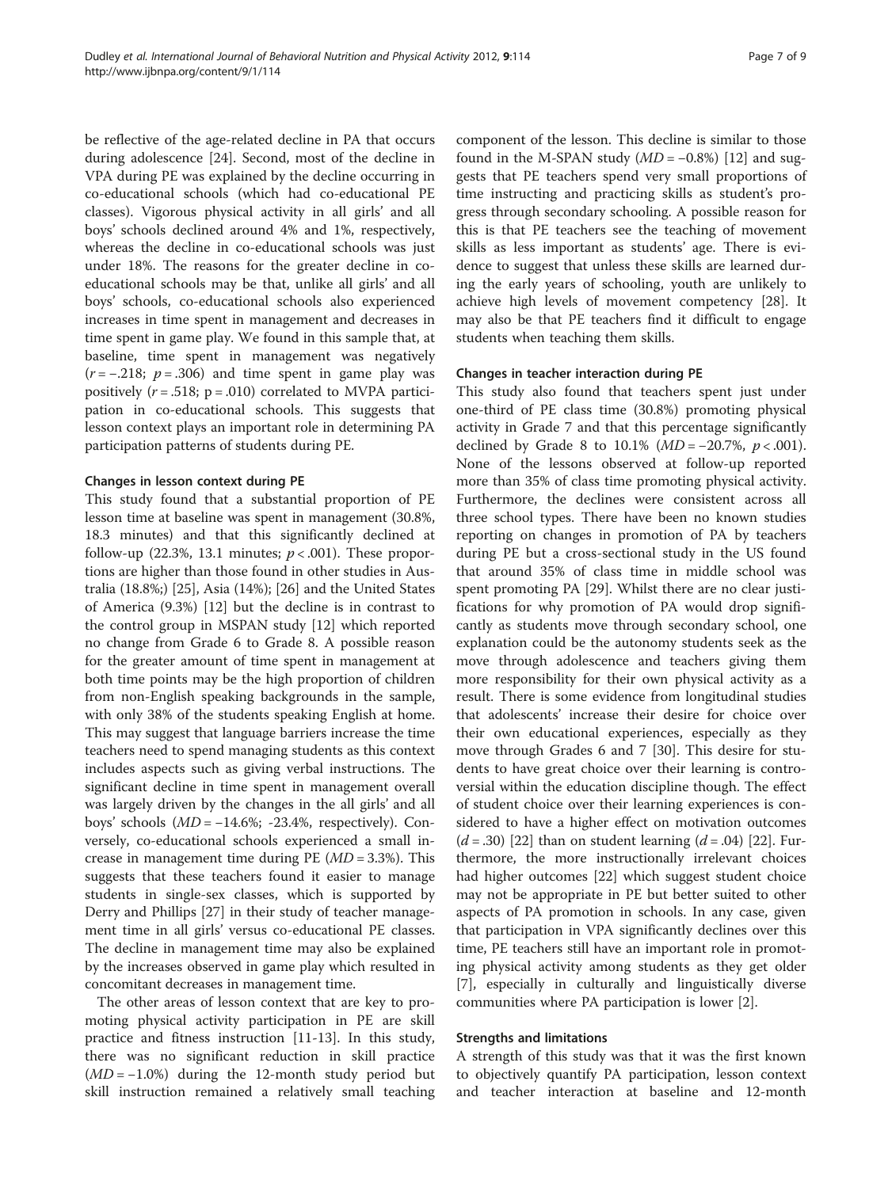be reflective of the age-related decline in PA that occurs during adolescence [24]. Second, most of the decline in VPA during PE was explained by the decline occurring in co-educational schools (which had co-educational PE classes). Vigorous physical activity in all girls' and all boys' schools declined around 4% and 1%, respectively, whereas the decline in co-educational schools was just under 18%. The reasons for the greater decline in co-educational schools may be that, unlike all girls' and all boys' schools, co-educational schools also experienced increases in time spent in management and decreases in time spent in game play. We found in this sample that, at baseline, time spent in management was negatively ($r = -.218$; $p = .306$) and time spent in game play was positively ($r = .518$; $p = .010$) correlated to MVPA participation in co-educational schools. This suggests that lesson context plays an important role in determining PA participation patterns of students during PE.

#### Changes in lesson context during PE

This study found that a substantial proportion of PE lesson time at baseline was spent in management (30.8%, 18.3 minutes) and that this significantly declined at follow-up (22.3%, 13.1 minutes; $p < .001$). These proportions are higher than those found in other studies in Australia (18.8%;) [25], Asia (14%); [26] and the United States of America (9.3%) [12] but the decline is in contrast to the control group in MSPAN study [12] which reported no change from Grade 6 to Grade 8. A possible reason for the greater amount of time spent in management at both time points may be the high proportion of children from non-English speaking backgrounds in the sample, with only 38% of the students speaking English at home. This may suggest that language barriers increase the time teachers need to spend managing students as this context includes aspects such as giving verbal instructions. The significant decline in time spent in management overall was largely driven by the changes in the all girls' and all boys' schools ($MD = -14.6\%$; -23.4%, respectively). Conversely, co-educational schools experienced a small increase in management time during PE ($MD = 3.3\%$). This suggests that these teachers found it easier to manage students in single-sex classes, which is supported by Derry and Phillips [27] in their study of teacher management time in all girls' versus co-educational PE classes. The decline in management time may also be explained by the increases observed in game play which resulted in concomitant decreases in management time.

The other areas of lesson context that are key to promoting physical activity participation in PE are skill practice and fitness instruction [11-13]. In this study, there was no significant reduction in skill practice ($MD = -1.0\%$) during the 12-month study period but skill instruction remained a relatively small teaching component of the lesson. This decline is similar to those found in the M-SPAN study ($MD = -0.8\%$) [12] and suggests that PE teachers spend very small proportions of time instructing and practicing skills as student's progress through secondary schooling. A possible reason for this is that PE teachers see the teaching of movement skills as less important as students' age. There is evidence to suggest that unless these skills are learned during the early years of schooling, youth are unlikely to achieve high levels of movement competency [28]. It may also be that PE teachers find it difficult to engage students when teaching them skills.

#### Changes in teacher interaction during PE

This study also found that teachers spent just under one-third of PE class time (30.8%) promoting physical activity in Grade 7 and that this percentage significantly declined by Grade 8 to 10.1% ($MD = -20.7\%$, $p < .001$). None of the lessons observed at follow-up reported more than 35% of class time promoting physical activity. Furthermore, the declines were consistent across all three school types. There have been no known studies reporting on changes in promotion of PA by teachers during PE but a cross-sectional study in the US found that around 35% of class time in middle school was spent promoting PA [29]. Whilst there are no clear justifications for why promotion of PA would drop significantly as students move through secondary school, one explanation could be the autonomy students seek as the move through adolescence and teachers giving them more responsibility for their own physical activity as a result. There is some evidence from longitudinal studies that adolescents' increase their desire for choice over their own educational experiences, especially as they move through Grades 6 and 7 [30]. This desire for students to have great choice over their learning is controversial within the education discipline though. The effect of student choice over their learning experiences is considered to have a higher effect on motivation outcomes ($d = .30$) [22] than on student learning ($d = .04$) [22]. Furthermore, the more instructionally irrelevant choices had higher outcomes [22] which suggest student choice may not be appropriate in PE but better suited to other aspects of PA promotion in schools. In any case, given that participation in VPA significantly declines over this time, PE teachers still have an important role in promoting physical activity among students as they get older [7], especially in culturally and linguistically diverse communities where PA participation is lower [2].

#### Strengths and limitations

A strength of this study was that it was the first known to objectively quantify PA participation, lesson context and teacher interaction at baseline and 12-month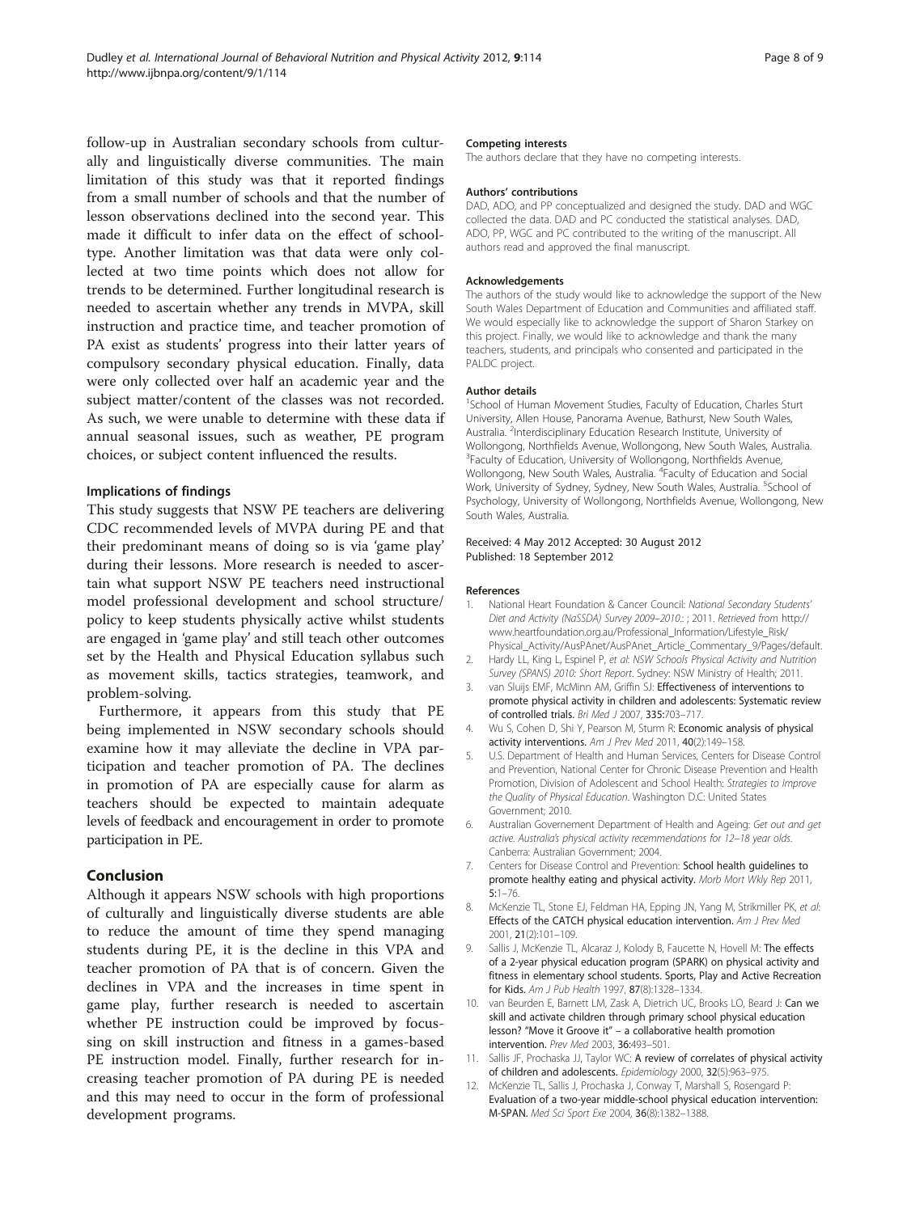follow-up in Australian secondary schools from culturally and linguistically diverse communities. The main limitation of this study was that it reported findings from a small number of schools and that the number of lesson observations declined into the second year. This made it difficult to infer data on the effect of school-type. Another limitation was that data were only collected at two time points which does not allow for trends to be determined. Further longitudinal research is needed to ascertain whether any trends in MVPA, skill instruction and practice time, and teacher promotion of PA exist as students' progress into their latter years of compulsory secondary physical education. Finally, data were only collected over half an academic year and the subject matter/content of the classes was not recorded. As such, we were unable to determine with these data if annual seasonal issues, such as weather, PE program choices, or subject content influenced the results.

### Implications of findings

This study suggests that NSW PE teachers are delivering CDC recommended levels of MVPA during PE and that their predominant means of doing so is via 'game play' during their lessons. More research is needed to ascertain what support NSW PE teachers need instructional model professional development and school structure/policy to keep students physically active whilst students are engaged in 'game play' and still teach other outcomes set by the Health and Physical Education syllabus such as movement skills, tactics strategies, teamwork, and problem-solving.

Furthermore, it appears from this study that PE being implemented in NSW secondary schools should examine how it may alleviate the decline in VPA participation and teacher promotion of PA. The declines in promotion of PA are especially cause for alarm as teachers should be expected to maintain adequate levels of feedback and encouragement in order to promote participation in PE.

## Conclusion

Although it appears NSW schools with high proportions of culturally and linguistically diverse students are able to reduce the amount of time they spend managing students during PE, it is the decline in this VPA and teacher promotion of PA that is of concern. Given the declines in VPA and the increases in time spent in game play, further research is needed to ascertain whether PE instruction could be improved by focussing on skill instruction and fitness in a games-based PE instruction model. Finally, further research for increasing teacher promotion of PA during PE is needed and this may need to occur in the form of professional development programs.

#### Competing interests

The authors declare that they have no competing interests.

#### Authors' contributions

DAD, ADO, and PP conceptualized and designed the study. DAD and WGC collected the data. DAD and PC conducted the statistical analyses. DAD, ADO, PP, WGC and PC contributed to the writing of the manuscript. All authors read and approved the final manuscript.

#### Acknowledgements

The authors of the study would like to acknowledge the support of the New South Wales Department of Education and Communities and affiliated staff. We would especially like to acknowledge the support of Sharon Starkey on this project. Finally, we would like to acknowledge and thank the many teachers, students, and principals who consented and participated in the PALDC project.

#### Author details

[1]School of Human Movement Studies, Faculty of Education, Charles Sturt University, Allen House, Panorama Avenue, Bathurst, New South Wales, Australia. [2]Interdisciplinary Education Research Institute, University of Wollongong, Northfields Avenue, Wollongong, New South Wales, Australia. [3]Faculty of Education, University of Wollongong, Northfields Avenue, Wollongong, New South Wales, Australia. [4]Faculty of Education and Social Work, University of Sydney, Sydney, New South Wales, Australia. [5]School of Psychology, University of Wollongong, Northfields Avenue, Wollongong, New South Wales, Australia.

Received: 4 May 2012 Accepted: 30 August 2012
Published: 18 September 2012

#### References

1. National Heart Foundation & Cancer Council: *National Secondary Students' Diet and Activity (NaSSDA) Survey 2009–2010:*; 2011. *Retrieved from* http://www.heartfoundation.org.au/Professional_Information/Lifestyle_Risk/Physical_Activity/AusPAnet/AusPAnet_Article_Commentary_9/Pages/default.
2. Hardy LL, King L, Espinel P, *et al*: *NSW Schools Physical Activity and Nutrition Survey (SPANS) 2010: Short Report*. Sydney: NSW Ministry of Health; 2011.
3. van Sluijs EMF, McMinn AM, Griffin SJ: **Effectiveness of interventions to promote physical activity in children and adolescents: Systematic review of controlled trials.** *Bri Med J* 2007, **335**:703–717.
4. Wu S, Cohen D, Shi Y, Pearson M, Sturm R: **Economic analysis of physical activity interventions.** *Am J Prev Med* 2011, **40**(2):149–158.
5. U.S. Department of Health and Human Services, Centers for Disease Control and Prevention, National Center for Chronic Disease Prevention and Health Promotion, Division of Adolescent and School Health: *Strategies to Improve the Quality of Physical Education*. Washington D.C: United States Government; 2010.
6. Australian Governement Department of Health and Ageing: *Get out and get active. Australia's physical activity recommendations for 12–18 year olds*. Canberra: Australian Government; 2004.
7. Centers for Disease Control and Prevention: **School health guidelines to promote healthy eating and physical activity.** *Morb Mort Wkly Rep* 2011, **5**:1–76.
8. McKenzie TL, Stone EJ, Feldman HA, Epping JN, Yang M, Strikmiller PK, *et al*: **Effects of the CATCH physical education intervention.** *Am J Prev Med* 2001, **21**(2):101–109.
9. Sallis J, McKenzie TL, Alcaraz J, Kolody B, Faucette N, Hovell M: **The effects of a 2-year physical education program (SPARK) on physical activity and fitness in elementary school students. Sports, Play and Active Recreation for Kids.** *Am J Pub Health* 1997, **87**(8):1328–1334.
10. van Beurden E, Barnett LM, Zask A, Dietrich UC, Brooks LO, Beard J: **Can we skill and activate children through primary school physical education lesson? "Move it Groove it" – a collaborative health promotion intervention.** *Prev Med* 2003, **36**:493–501.
11. Sallis JF, Prochaska JJ, Taylor WC: **A review of correlates of physical activity of children and adolescents.** *Epidemiology* 2000, **32**(5):963–975.
12. McKenzie TL, Sallis J, Prochaska J, Conway T, Marshall S, Rosengard P: **Evaluation of a two-year middle-school physical education intervention: M-SPAN.** *Med Sci Sport Exe* 2004, **36**(8):1382–1388.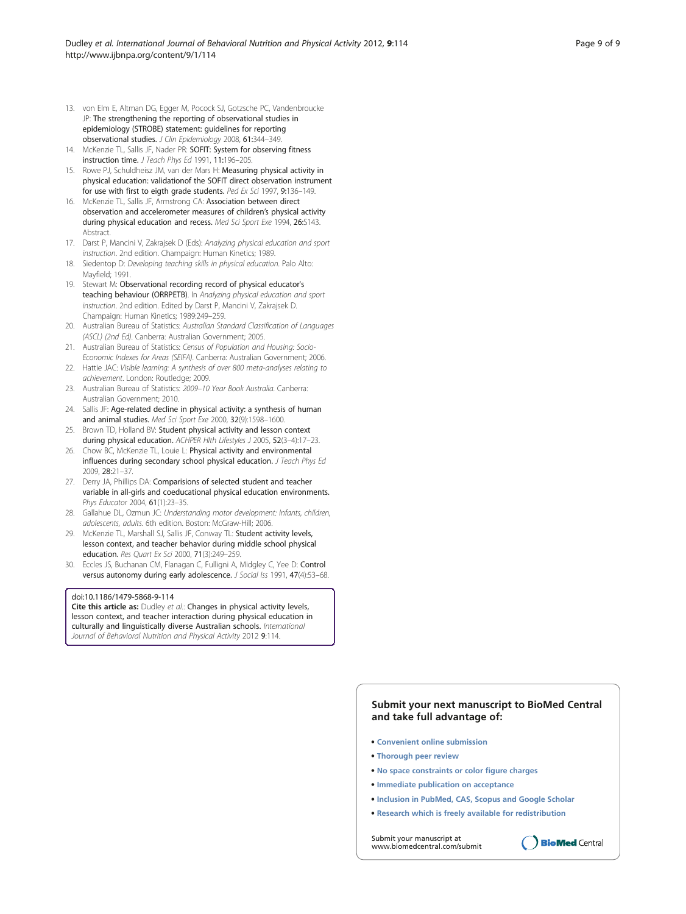13. von Elm E, Altman DG, Egger M, Pocock SJ, Gotzsche PC, Vandenbroucke JP: **The strengthening the reporting of observational studies in epidemiology (STROBE) statement: guidelines for reporting observational studies.** *J Clin Epidemiology* 2008, **61**:344–349.
14. McKenzie TL, Sallis JF, Nader PR: **SOFIT: System for observing fitness instruction time.** *J Teach Phys Ed* 1991, **11**:196–205.
15. Rowe PJ, Schuldheisz JM, van der Mars H: **Measuring physical activity in physical education: validationof the SOFIT direct observation instrument for use with first to eigth grade students.** *Ped Ex Sci* 1997, **9**:136–149.
16. McKenzie TL, Sallis JF, Armstrong CA: **Association between direct observation and accelerometer measures of children's physical activity during physical education and recess.** *Med Sci Sport Exe* 1994, **26**:S143. Abstract.
17. Darst P, Mancini V, Zakrajsek D (Eds): *Analyzing physical education and sport instruction*. 2nd edition. Champaign: Human Kinetics; 1989.
18. Siedentop D: *Developing teaching skills in physical education*. Palo Alto: Mayfield; 1991.
19. Stewart M: **Observational recording record of physical educator's teaching behaviour (ORRPETB).** In *Analyzing physical education and sport instruction*. 2nd edition. Edited by Darst P, Mancini V, Zakrajsek D. Champaign: Human Kinetics; 1989:249–259.
20. Australian Bureau of Statistics: *Australian Standard Classification of Languages (ASCL) (2nd Ed)*. Canberra: Australian Government; 2005.
21. Australian Bureau of Statistics: *Census of Population and Housing: Socio-Economic Indexes for Areas (SEIFA)*. Canberra: Australian Government; 2006.
22. Hattie JAC: *Visible learning: A synthesis of over 800 meta-analyses relating to achievement*. London: Routledge; 2009.
23. Australian Bureau of Statistics: *2009–10 Year Book Australia*. Canberra: Australian Government; 2010.
24. Sallis JF: **Age-related decline in physical activity: a synthesis of human and animal studies.** *Med Sci Sport Exe* 2000, **32**(9):1598–1600.
25. Brown TD, Holland BV: **Student physical activity and lesson context during physical education.** *ACHPER Hlth Lifestyles J* 2005, **52**(3–4):17–23.
26. Chow BC, McKenzie TL, Louie L: **Physical activity and environmental influences during secondary school physical education.** *J Teach Phys Ed* 2009, **28**:21–37.
27. Derry JA, Phillips DA: **Comparisions of selected student and teacher variable in all-girls and coeducational physical education environments.** *Phys Educator* 2004, **61**(1):23–35.
28. Gallahue DL, Ozmun JC: *Understanding motor development: Infants, children, adolescents, adults*. 6th edition. Boston: McGraw-Hill; 2006.
29. McKenzie TL, Marshall SJ, Sallis JF, Conway TL: **Student activity levels, lesson context, and teacher behavior during middle school physical education.** *Res Quart Ex Sci* 2000, **71**(3):249–259.
30. Eccles JS, Buchanan CM, Flanagan C, Fulligni A, Midgley C, Yee D: **Control versus autonomy during early adolescence.** *J Social Iss* 1991, **47**(4):53–68.

doi:10.1186/1479-5868-9-114

**Cite this article as:** Dudley *et al.*: Changes in physical activity levels, lesson context, and teacher interaction during physical education in culturally and linguistically diverse Australian schools. *International Journal of Behavioral Nutrition and Physical Activity* 2012 **9**:114.

**Submit your next manuscript to BioMed Central and take full advantage of:**

- **Convenient online submission**
- **Thorough peer review**
- **No space constraints or color figure charges**
- **Immediate publication on acceptance**
- **Inclusion in PubMed, CAS, Scopus and Google Scholar**
- **Research which is freely available for redistribution**

Submit your manuscript at
www.biomedcentral.com/submit

BioMed Central